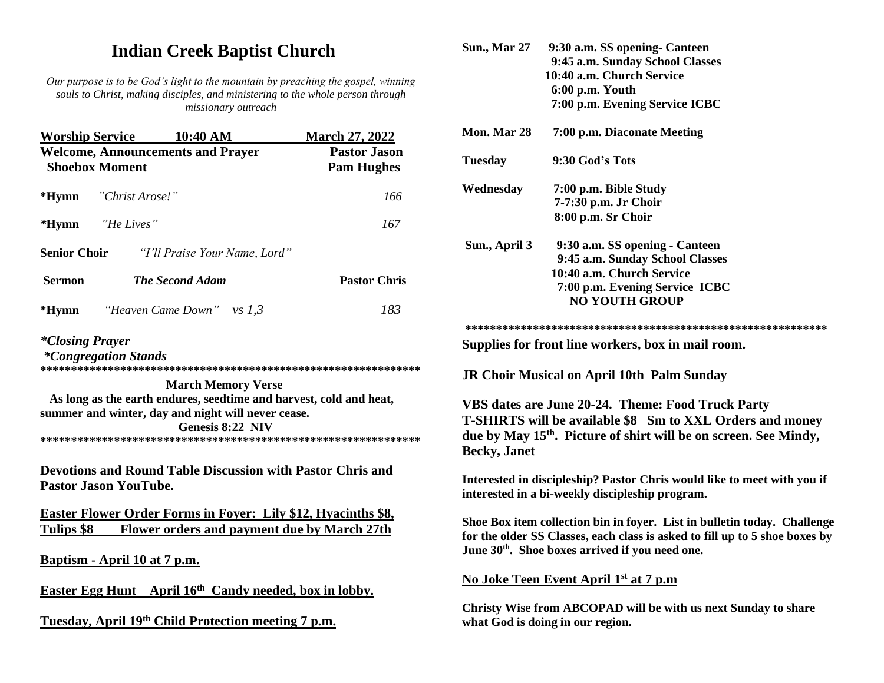# Indian Creek Baptist Church

*Our purpose is to be God's light to the mountain by preaching the gospel, winning souls to Christ, making disciples, and ministering to the whole person through missionary outreach*

| **Worship Service 10:40 AM** | | **March 27, 2022** |
|---|---|---|
| **Welcome, Announcements and Prayer** | | **Pastor Jason** |
| **Shoebox Moment** | | **Pam Hughes** |
| ***Hymn** | *"Christ Arose!"* | *166* |
| ***Hymn** | *"He Lives"* | *167* |
| **Senior Choir** | *"I'll Praise Your Name, Lord"* | |
| **Sermon** | ***The Second Adam*** | **Pastor Chris** |
| ***Hymn** | *"Heaven Came Down" vs 1,3* | *183* |

***Closing Prayer***

***\*Congregation Stands***

\*\*\*\*\*\*\*\*\*\*\*\*\*\*\*\*\*\*\*\*\*\*\*\*\*\*\*\*\*\*\*\*\*\*\*\*\*\*\*\*\*\*\*\*\*\*\*\*\*\*\*\*\*\*\*\*\*\*\*\*

**March Memory Verse**

**As long as the earth endures, seedtime and harvest, cold and heat, summer and winter, day and night will never cease.**

**Genesis 8:22 NIV**

\*\*\*\*\*\*\*\*\*\*\*\*\*\*\*\*\*\*\*\*\*\*\*\*\*\*\*\*\*\*\*\*\*\*\*\*\*\*\*\*\*\*\*\*\*\*\*\*\*\*\*\*\*\*\*\*\*\*\*\*

**Devotions and Round Table Discussion with Pastor Chris and Pastor Jason YouTube.**

**Easter Flower Order Forms in Foyer: Lily $12, Hyacinths $8, Tulips $8 Flower orders and payment due by March 27th**

**Baptism - April 10 at 7 p.m.**

**Easter Egg Hunt April 16th Candy needed, box in lobby.**

**Tuesday, April 19th Child Protection meeting 7 p.m.**

| | |
|---|---|
| **Sun., Mar 27** | **9:30 a.m. SS opening- Canteen** |
| | **9:45 a.m. Sunday School Classes** |
| | **10:40 a.m. Church Service** |
| | **6:00 p.m. Youth** |
| | **7:00 p.m. Evening Service ICBC** |
| **Mon. Mar 28** | **7:00 p.m. Diaconate Meeting** |
| **Tuesday** | **9:30 God's Tots** |
| **Wednesday** | **7:00 p.m. Bible Study** |
| | **7-7:30 p.m. Jr Choir** |
| | **8:00 p.m. Sr Choir** |
| **Sun., April 3** | **9:30 a.m. SS opening - Canteen** |
| | **9:45 a.m. Sunday School Classes** |
| | **10:40 a.m. Church Service** |
| | **7:00 p.m. Evening Service ICBC** |
| | **NO YOUTH GROUP** |

\*\*\*\*\*\*\*\*\*\*\*\*\*\*\*\*\*\*\*\*\*\*\*\*\*\*\*\*\*\*\*\*\*\*\*\*\*\*\*\*\*\*\*\*\*\*\*\*\*\*\*\*\*\*\*\*\*\*\*\*

**Supplies for front line workers, box in mail room.**

**JR Choir Musical on April 10th Palm Sunday**

**VBS dates are June 20-24. Theme: Food Truck Party**
**T-SHIRTS will be available $8 Sm to XXL Orders and money due by May 15th. Picture of shirt will be on screen. See Mindy, Becky, Janet**

**Interested in discipleship? Pastor Chris would like to meet with you if interested in a bi-weekly discipleship program.**

**Shoe Box item collection bin in foyer. List in bulletin today. Challenge for the older SS Classes, each class is asked to fill up to 5 shoe boxes by June 30th. Shoe boxes arrived if you need one.**

**No Joke Teen Event April 1st at 7 p.m**

**Christy Wise from ABCOPAD will be with us next Sunday to share what God is doing in our region.**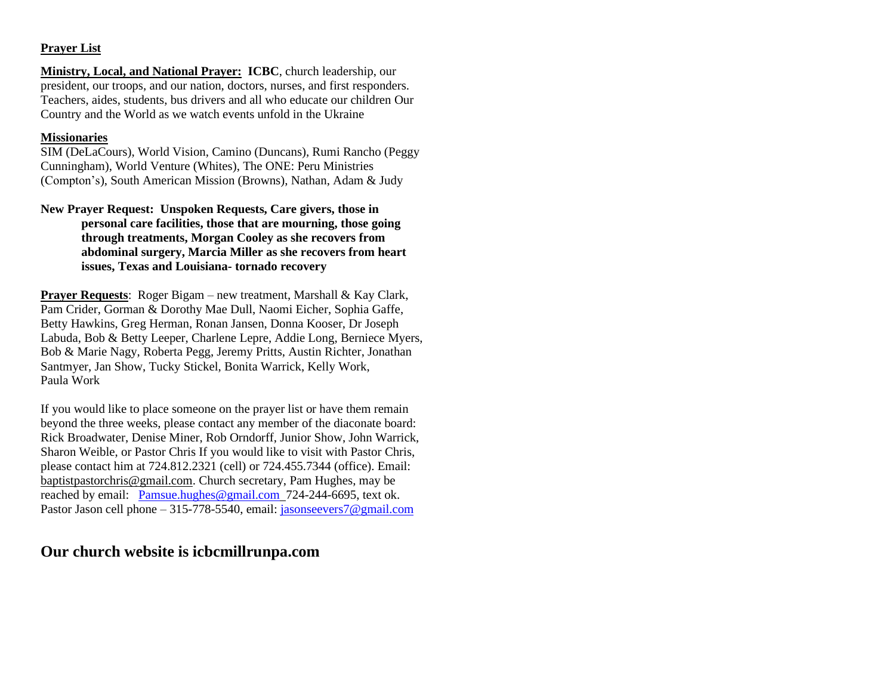**Prayer List**

**Ministry, Local, and National Prayer:** **ICBC**, church leadership, our president, our troops, and our nation, doctors, nurses, and first responders. Teachers, aides, students, bus drivers and all who educate our children Our Country and the World as we watch events unfold in the Ukraine

**Missionaries**

SIM (DeLaCours), World Vision, Camino (Duncans), Rumi Rancho (Peggy Cunningham), World Venture (Whites), The ONE: Peru Ministries (Compton's), South American Mission (Browns), Nathan, Adam & Judy

**New Prayer Request: Unspoken Requests, Care givers, those in personal care facilities, those that are mourning, those going through treatments, Morgan Cooley as she recovers from abdominal surgery, Marcia Miller as she recovers from heart issues, Texas and Louisiana- tornado recovery**

**Prayer Requests**: Roger Bigam – new treatment, Marshall & Kay Clark, Pam Crider, Gorman & Dorothy Mae Dull, Naomi Eicher, Sophia Gaffe, Betty Hawkins, Greg Herman, Ronan Jansen, Donna Kooser, Dr Joseph Labuda, Bob & Betty Leeper, Charlene Lepre, Addie Long, Berniece Myers, Bob & Marie Nagy, Roberta Pegg, Jeremy Pritts, Austin Richter, Jonathan Santmyer, Jan Show, Tucky Stickel, Bonita Warrick, Kelly Work, Paula Work

If you would like to place someone on the prayer list or have them remain beyond the three weeks, please contact any member of the diaconate board: Rick Broadwater, Denise Miner, Rob Orndorff, Junior Show, John Warrick, Sharon Weible, or Pastor Chris If you would like to visit with Pastor Chris, please contact him at 724.812.2321 (cell) or 724.455.7344 (office). Email: baptistpastorchris@gmail.com. Church secretary, Pam Hughes, may be reached by email: Pamsue.hughes@gmail.com 724-244-6695, text ok. Pastor Jason cell phone – 315-778-5540, email: jasonseevers7@gmail.com

## Our church website is icbcmillrunpa.com